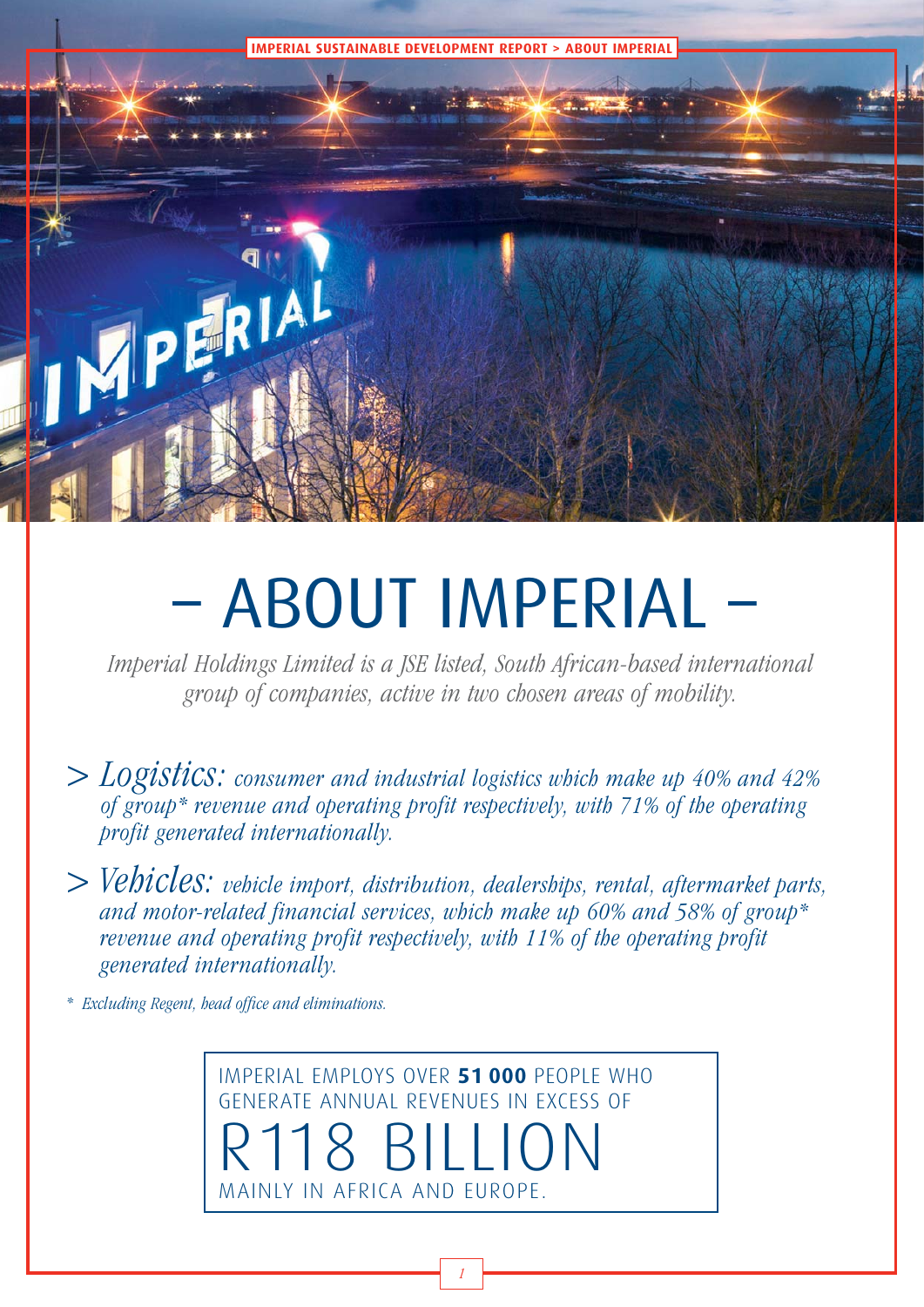# – ABOUT IMPERIAL –

*Imperial Holdings Limited is a JSE listed, South African-based international group of companies, active in two chosen areas of mobility.*

> *Logistics: consumer and industrial logistics which make up 40% and 42% of group* revenue and operating profit respectively, with 71% of the operating profit generated internationally.*

> *Vehicles: vehicle import, distribution, dealerships, rental, aftermarket parts, and motor-related financial services, which make up 60% and 58% of group* revenue and operating profit respectively, with 11% of the operating profit generated internationally.*

*\* Excluding Regent, head office and eliminations.*

IMPERIAL EMPLOYS OVER **51 000** PEOPLE WHO GENERATE ANNUAL REVENUES IN EXCESS OF

R118 BILLION

MAINLY IN AFRICA AND EUROPE.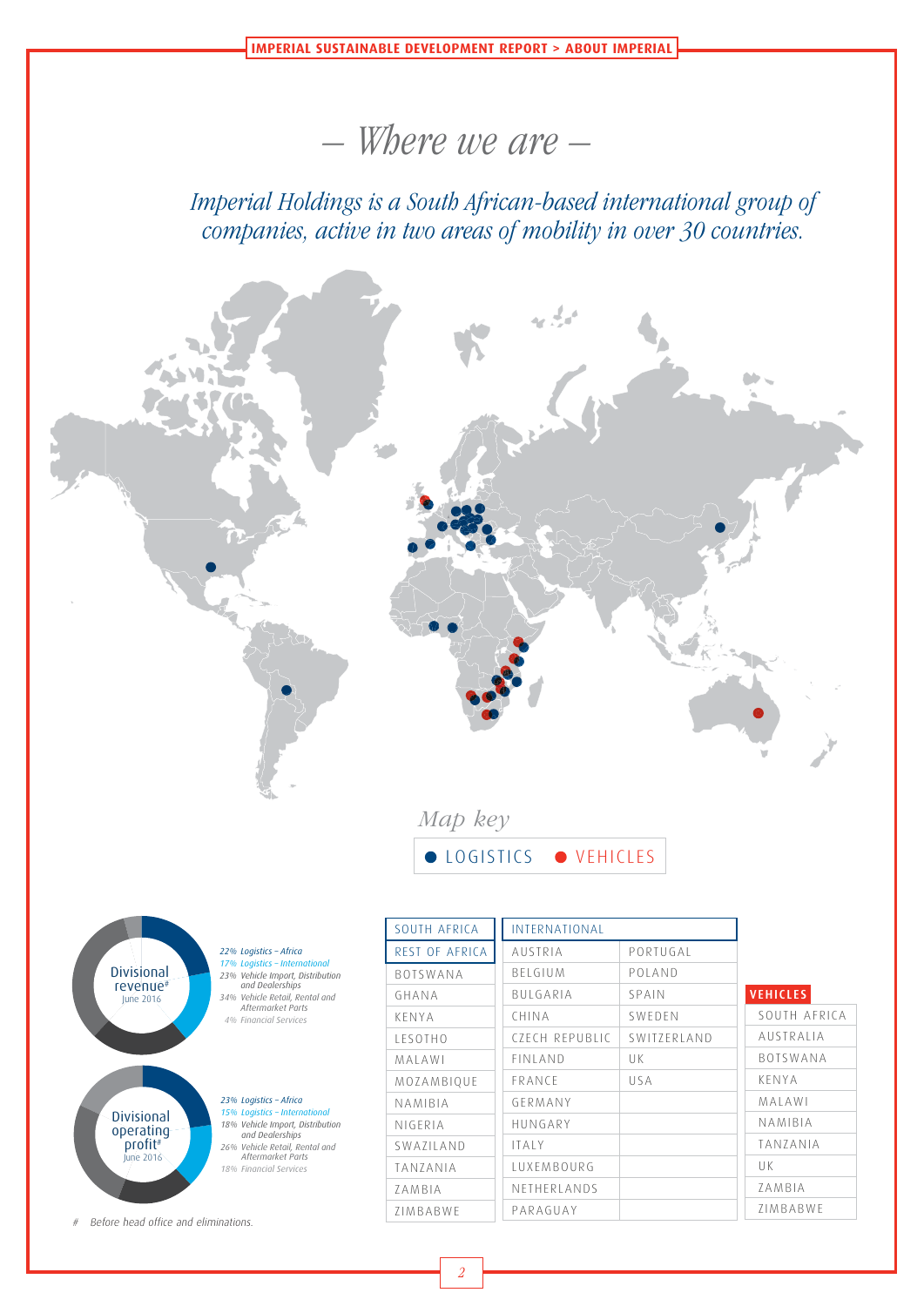# – Where we are –

*Imperial Holdings is a South African-based international group of companies, active in two areas of mobility in over 30 countries.*

*Map key*

● LOGISTICS ● VEHICLES

**Divisional revenue#** June 2016

- *22% Logistics – Africa*
- *17% Logistics – International*
- *23% Vehicle Import, Distribution and Dealerships*
- *34% Vehicle Retail, Rental and Aftermarket Parts*
- *4% Financial Services*

**Divisional operating profit#** June 2016

- *23% Logistics – Africa*
- *15% Logistics – International*
- *18% Vehicle Import, Distribution and Dealerships*
- *26% Vehicle Retail, Rental and Aftermarket Parts*
- *18% Financial Services*

*# Before head office and eliminations.*

| SOUTH AFRICA |
|---|
| REST OF AFRICA |
| BOTSWANA |
| GHANA |
| KENYA |
| LESOTHO |
| MALAWI |
| MOZAMBIQUE |
| NAMIBIA |
| NIGERIA |
| SWAZILAND |
| TANZANIA |
| ZAMBIA |
| ZIMBABWE |

| INTERNATIONAL | |
|---|---|
| AUSTRIA | PORTUGAL |
| BELGIUM | POLAND |
| BULGARIA | SPAIN |
| CHINA | SWEDEN |
| CZECH REPUBLIC | SWITZERLAND |
| FINLAND | UK |
| FRANCE | USA |
| GERMANY | |
| HUNGARY | |
| ITALY | |
| LUXEMBOURG | |
| NETHERLANDS | |
| PARAGUAY | |

| VEHICLES |
|---|
| SOUTH AFRICA |
| AUSTRALIA |
| BOTSWANA |
| KENYA |
| MALAWI |
| NAMIBIA |
| TANZANIA |
| UK |
| ZAMBIA |
| ZIMBABWE |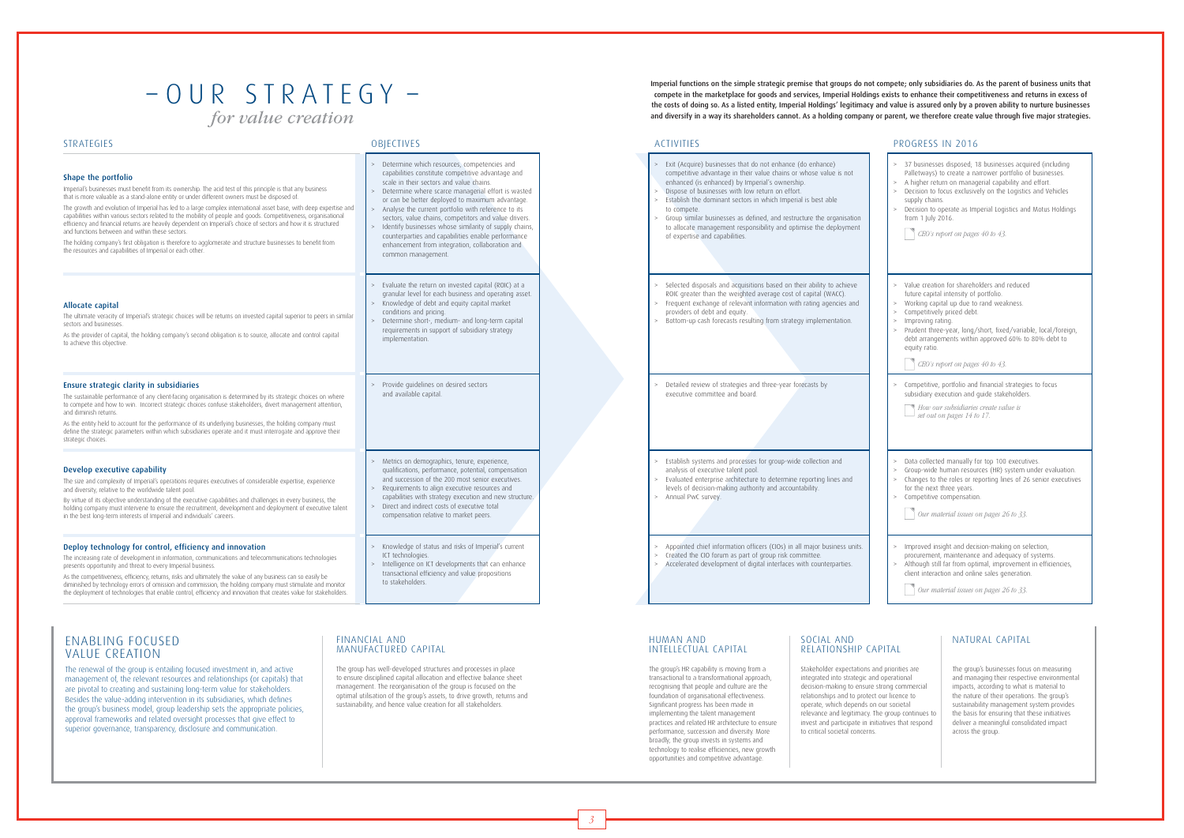# – OUR STRATEGY –
*for value creation*

Imperial functions on the simple strategic premise that groups do not compete; only subsidiaries do. As the parent of business units that compete in the marketplace for goods and services, Imperial Holdings exists to enhance their competitiveness and returns in excess of the costs of doing so. As a listed entity, Imperial Holdings' legitimacy and value is assured only by a proven ability to nurture businesses and diversify in a way its shareholders cannot. As a holding company or parent, we therefore create value through five major strategies.

| STRATEGIES | OBJECTIVES | ACTIVITIES | PROGRESS IN 2016 |
|---|---|---|---|
| **Shape the portfolio**<br>Imperial's businesses must benefit from its ownership. The acid test of this principle is that any business that is more valuable as a stand-alone entity or under different owners must be disposed of.<br>The growth and evolution of Imperial has led to a large complex international asset base, with deep expertise and capabilities within various sectors related to the mobility of people and goods. Competitiveness, organisational efficiency and financial returns are heavily dependent on Imperial's choice of sectors and how it is structured and functions between and within these sectors.<br>The holding company's first obligation is therefore to agglomerate and structure businesses to benefit from the resources and capabilities of Imperial or each other. | > Determine which resources, competencies and capabilities constitute competitive advantage and scale in their sectors and value chains.<br>> Determine where scarce managerial effort is wasted or can be better deployed to maximum advantage.<br>> Analyse the current portfolio with reference to its sectors, value chains, competitors and value drivers.<br>> Identify businesses whose similarity of supply chains, counterparties and capabilities enable performance enhancement from integration, collaboration and common management. | > Exit (Acquire) businesses that do not enhance (do enhance) competitive advantage in their value chains or whose value is not enhanced (is enhanced) by Imperial's ownership.<br>> Dispose of businesses with low return on effort.<br>> Establish the dominant sectors in which Imperial is best able to compete.<br>> Group similar businesses as defined, and restructure the organisation to allocate management responsibility and optimise the deployment of expertise and capabilities. | > 37 businesses disposed; 18 businesses acquired (including Palletways) to create a narrower portfolio of businesses.<br>> A higher return on managerial capability and effort.<br>> Decision to focus exclusively on the Logistics and Vehicles supply chains.<br>> Decision to operate as Imperial Logistics and Motus Holdings from 1 July 2016.<br>*CEO's report on pages 40 to 43.* |
| **Allocate capital**<br>The ultimate veracity of Imperial's strategic choices will be returns on invested capital superior to peers in similar sectors and businesses.<br>As the provider of capital, the holding company's second obligation is to source, allocate and control capital to achieve this objective. | > Evaluate the return on invested capital (ROIC) at a granular level for each business and operating asset.<br>> Knowledge of debt and equity capital market conditions and pricing.<br>> Determine short-, medium- and long-term capital requirements in support of subsidiary strategy implementation. | > Selected disposals and acquisitions based on their ability to achieve ROIC greater than the weighted average cost of capital (WACC).<br>> Frequent exchange of relevant information with rating agencies and providers of debt and equity.<br>> Bottom-up cash forecasts resulting from strategy implementation. | > Value creation for shareholders and reduced future capital intensity of portfolio.<br>> Working capital up due to rand weakness.<br>> Competitively priced debt.<br>> Improving rating.<br>> Prudent three-year, long/short, fixed/variable, local/foreign, debt arrangements within approved 60% to 80% debt to equity ratio.<br>*CEO's report on pages 40 to 43.* |
| **Ensure strategic clarity in subsidiaries**<br>The sustainable performance of any client-facing organisation is determined by its strategic choices on where to compete and how to win. Incorrect strategic choices confuse stakeholders, divert management attention, and diminish returns.<br>As the entity held to account for the performance of its underlying businesses, the holding company must define the strategic parameters within which subsidiaries operate and it must interrogate and approve their strategic choices. | > Provide guidelines on desired sectors and available capital. | > Detailed review of strategies and three-year forecasts by executive committee and board. | > Competitive, portfolio and financial strategies to focus subsidiary execution and guide stakeholders.<br>*How our subsidiaries create value is set out on pages 14 to 17.* |
| **Develop executive capability**<br>The size and complexity of Imperial's operations requires executives of considerable expertise, experience and diversity, relative to the worldwide talent pool.<br>By virtue of its objective understanding of the executive capabilities and challenges in every business, the holding company must intervene to ensure the recruitment, development and deployment of executive talent in the best long-term interests of Imperial and individuals' careers. | > Metrics on demographics, tenure, experience, qualifications, performance, potential, compensation and succession of the 200 most senior executives.<br>> Requirements to align executive resources and capabilities with strategy execution and new structure.<br>> Direct and indirect costs of executive total compensation relative to market peers. | > Establish systems and processes for group-wide collection and analysis of executive talent pool.<br>> Evaluated enterprise architecture to determine reporting lines and levels of decision-making authority and accountability.<br>> Annual PwC survey. | > Data collected manually for top 100 executives.<br>> Group-wide human resources (HR) system under evaluation.<br>> Changes to the roles or reporting lines of 26 senior executives for the next three years.<br>> Competitive compensation.<br>*Our material issues on pages 26 to 33.* |
| **Deploy technology for control, efficiency and innovation**<br>The increasing rate of development in information, communications and telecommunications technologies presents opportunity and threat to every Imperial business.<br>As the competitiveness, efficiency, returns, risks and ultimately the value of any business can so easily be diminished by technology errors of omission and commission, the holding company must stimulate and monitor the deployment of technologies that enable control, efficiency and innovation that creates value for stakeholders. | > Knowledge of status and risks of Imperial's current ICT technologies.<br>> Intelligence on ICT developments that can enhance transactional efficiency and value propositions to stakeholders. | > Appointed chief information officers (CIOs) in all major business units.<br>> Created the CIO forum as part of group risk committee.<br>> Accelerated development of digital interfaces with counterparties. | > Improved insight and decision-making on selection, procurement, maintenance and adequacy of systems.<br>> Although still far from optimal, improvement in efficiencies, client interaction and online sales generation.<br>*Our material issues on pages 26 to 33.* |

## ENABLING FOCUSED VALUE CREATION

The renewal of the group is entailing focused investment in, and active management of, the relevant resources and relationships (or capitals) that are pivotal to creating and sustaining long-term value for stakeholders. Besides the value-adding intervention in its subsidiaries, which defines the group's business model, group leadership sets the appropriate policies, approval frameworks and related oversight processes that give effect to superior governance, transparency, disclosure and communication.

### FINANCIAL AND MANUFACTURED CAPITAL

The group has well-developed structures and processes in place to ensure disciplined capital allocation and effective balance sheet management. The reorganisation of the group is focused on the optimal utilisation of the group's assets, to drive growth, returns and sustainability, and hence value creation for all stakeholders.

### HUMAN AND INTELLECTUAL CAPITAL

The group's HR capability is moving from a transactional to a transformational approach, recognising that people and culture are the foundation of organisational effectiveness. Significant progress has been made in implementing the talent management practices and related HR architecture to ensure performance, succession and diversity. More broadly, the group invests in systems and technology to realise efficiencies, new growth opportunities and competitive advantage.

### SOCIAL AND RELATIONSHIP CAPITAL

Stakeholder expectations and priorities are integrated into strategic and operational decision-making to ensure strong commercial relationships and to protect our licence to operate, which depends on our societal relevance and legitimacy. The group continues to invest and participate in initiatives that respond to critical societal concerns.

### NATURAL CAPITAL

The group's businesses focus on measuring and managing their respective environmental impacts, according to what is material to the nature of their operations. The group's sustainability management system provides the basis for ensuring that these initiatives deliver a meaningful consolidated impact across the group.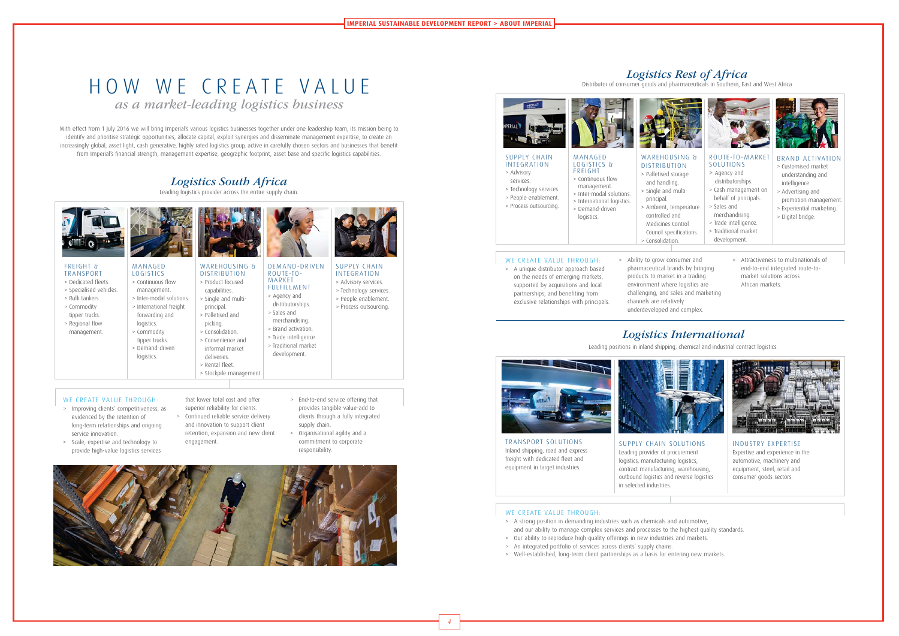# HOW WE CREATE VALUE

*as a market-leading logistics business*

With effect from 1 July 2016 we will bring Imperial's various logistics businesses together under one leadership team, its mission being to identify and prioritise strategic opportunities, allocate capital, exploit synergies and disseminate management expertise; to create an increasingly global, asset light, cash generative, highly rated logistics group, active in carefully chosen sectors and businesses that benefit from Imperial's financial strength, management expertise, geographic footprint, asset base and specific logistics capabilities.

## *Logistics South Africa*

Leading logistics provider across the entire supply chain.

### FREIGHT & TRANSPORT

- Dedicated fleets.
- Specialised vehicles.
- Bulk tankers.
- Commodity tipper trucks.
- Regional flow management.

### MANAGED LOGISTICS

- Continuous flow management.
- Inter-modal solutions.
- International freight forwarding and logistics.
- Commodity tipper trucks.
- Demand-driven logistics.

### WAREHOUSING & DISTRIBUTION

- Product focused capabilities.
- Single and multi-principal.
- Palletised and picking.
- Consolidation.
- Convenience and informal market deliveries.
- Rental fleet.
- Stockpile management.

### DEMAND-DRIVEN ROUTE-TO-MARKET FULFILLMENT

- Agency and distributorships.
- Sales and merchandising.
- Brand activation.
- Trade intelligence.
- Traditional market development.

### SUPPLY CHAIN INTEGRATION

- Advisory services.
- Technology services.
- People enablement.
- Process outsourcing.

### WE CREATE VALUE THROUGH:

- Improving clients' competitiveness, as evidenced by the retention of long-term relationships and ongoing service innovation.
- Scale, expertise and technology to provide high-value logistics services that lower total cost and offer superior reliability for clients.
- Continued reliable service delivery and innovation to support client retention, expansion and new client engagement.
- End-to-end service offering that provides tangible value-add to clients through a fully integrated supply chain.
- Organisational agility and a commitment to corporate responsibility.

## *Logistics Rest of Africa*

Distributor of consumer goods and pharmaceuticals in Southern, East and West Africa

### SUPPLY CHAIN INTEGRATION

- Advisory services.
- Technology services.
- People enablement.
- Process outsourcing.

### MANAGED LOGISTICS & FREIGHT

- Continuous flow management.
- Inter-modal solutions.
- International logistics.
- Demand-driven logistics.

### WAREHOUSING & DISTRIBUTION

- Palletised storage and handling.
- Single and multi-principal.
- Ambient, temperature controlled and Medicines Control Council specifications.
- Consolidation.

### ROUTE-TO-MARKET SOLUTIONS

- Agency and distributorships.
- Cash management on behalf of principals.
- Sales and merchandising.
- Trade intelligence.
- Traditional market development.

### BRAND ACTIVATION

- Customised market understanding and intelligence.
- Advertising and promotion management.
- Experiential marketing.
- Digital bridge.

### WE CREATE VALUE THROUGH:

- A unique distributor approach based on the needs of emerging markets, supported by acquisitions and local partnerships, and benefiting from exclusive relationships with principals.
- Ability to grow consumer and pharmaceutical brands by bringing products to market in a trading environment where logistics are challenging, and sales and marketing channels are relatively underdeveloped and complex.
- Attractiveness to multinationals of end-to-end integrated route-to-market solutions across African markets.

## *Logistics International*

Leading positions in inland shipping, chemical and industrial contract logistics.

### TRANSPORT SOLUTIONS

Inland shipping, road and express freight with dedicated fleet and equipment in target industries.

### SUPPLY CHAIN SOLUTIONS

Leading provider of procurement logistics, manufacturing logistics, contract manufacturing, warehousing, outbound logistics and reverse logistics in selected industries.

### INDUSTRY EXPERTISE

Expertise and experience in the automotive, machinery and equipment, steel, retail and consumer goods sectors.

### WE CREATE VALUE THROUGH:

- A strong position in demanding industries such as chemicals and automotive, and our ability to manage complex services and processes to the highest quality standards.
- Our ability to reproduce high-quality offerings in new industries and markets.
- An integrated portfolio of services across clients' supply chains.
- Well-established, long-term client partnerships as a basis for entering new markets.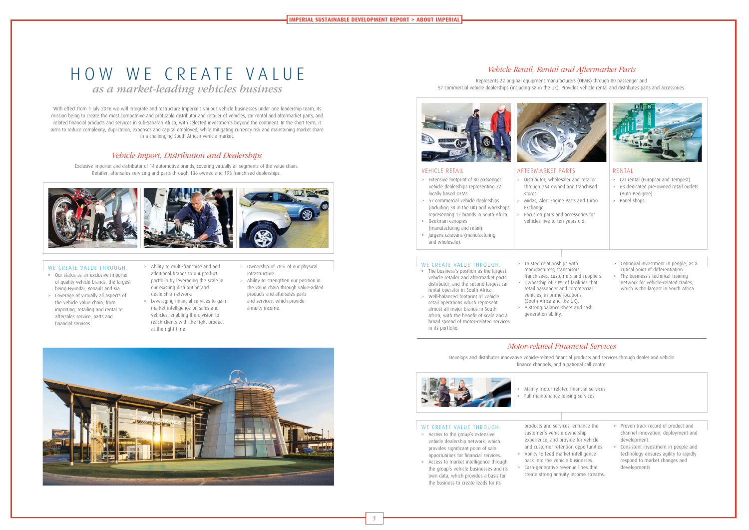# HOW WE CREATE VALUE

*as a market-leading vehicles business*

With effect from 1 July 2016 we will integrate and restructure Imperial's various vehicle businesses under one leadership team, its mission being to create the most competitive and profitable distributor and retailer of vehicles, car rental and aftermarket parts, and related financial products and services in sub-Saharan Africa, with selected investments beyond the continent. In the short term, it aims to reduce complexity, duplication, expenses and capital employed, while mitigating currency risk and maintaining market share in a challenging South African vehicle market.

## *Vehicle Import, Distribution and Dealerships*

Exclusive importer and distributor of 14 automotive brands, covering virtually all segments of the value chain. Retailer, aftersales servicing and parts through 136 owned and 193 franchised dealerships.

### WE CREATE VALUE THROUGH:

- Our status as an exclusive importer of quality vehicle brands, the largest being Hyundai, Renault and Kia.
- Coverage of virtually all aspects of the vehicle value chain, from importing, retailing and rental to aftersales service, parts and financial services.
- Ability to multi-franchise and add additional brands to our product portfolio by leveraging the scale in our existing distribution and dealership network.
- Leveraging financial services to gain market intelligence on sales and vehicles, enabling the division to reach clients with the right product at the right time.
- Ownership of 70% of our physical infrastructure.
- Ability to strengthen our position in the value chain through value-added products and aftersales parts and services, which provide annuity income.

## *Vehicle Retail, Rental and Aftermarket Parts*

Represents 22 original equipment manufacturers (OEMs) through 80 passenger and 57 commercial vehicle dealerships (including 38 in the UK). Provides vehicle rental and distributes parts and accessories.

### VEHICLE RETAIL

- Extensive footprint of 80 passenger vehicle dealerships representing 22 locally based OEMs.
- 57 commercial vehicle dealerships (including 38 in the UK) and workshops representing 12 brands in South Africa.
- Beekman canopies (manufacturing and retail).
- Jurgens caravans (manufacturing and wholesale).

### AFTERMARKET PARTS

- Distributor, wholesaler and retailer through 764 owned and franchised stores.
- Midas, Alert Engine Parts and Turbo Exchange.
- Focus on parts and accessories for vehicles five to ten years old.

### RENTAL

- Car rental (Europcar and Tempest).
- 63 dedicated pre-owned retail outlets (Auto Pedigree).
- Panel shops.

### WE CREATE VALUE THROUGH:

- The business's position as the largest vehicle retailer and aftermarket parts distributor, and the second-largest car rental operator in South Africa.
- Well-balanced footprint of vehicle retail operations which represent almost all major brands in South Africa, with the benefit of scale and a broad spread of motor-related services in its portfolio.
- Trusted relationships with manufacturers, franchisors, franchisees, customers and suppliers.
- Ownership of 70% of facilities that retail passenger and commercial vehicles, in prime locations (South Africa and the UK).
- A strong balance sheet and cash generation ability.
- Continual investment in people, as a critical point of differentiation.
- The business's technical training network for vehicle-related trades, which is the largest in South Africa.

## *Motor-related Financial Services*

Develops and distributes innovative vehicle-related financial products and services through dealer and vehicle finance channels, and a national call centre.

- Mainly motor-related financial services.
- Full maintenance leasing services.

### WE CREATE VALUE THROUGH:

- Access to the group's extensive vehicle dealership network, which provides significant point of sale opportunities for financial services.
- Access to market intelligence through the group's vehicle businesses and its own data, which provides a basis for the business to create leads for its products and services, enhance the customer's vehicle ownership experience, and provide for vehicle and customer retention opportunities.
- Ability to feed market intelligence back into the vehicle businesses.
- Cash-generative revenue lines that create strong annuity income streams.
- Proven track record of product and channel innovation, deployment and development.
- Consistent investment in people and technology ensures agility to rapidly respond to market changes and developments.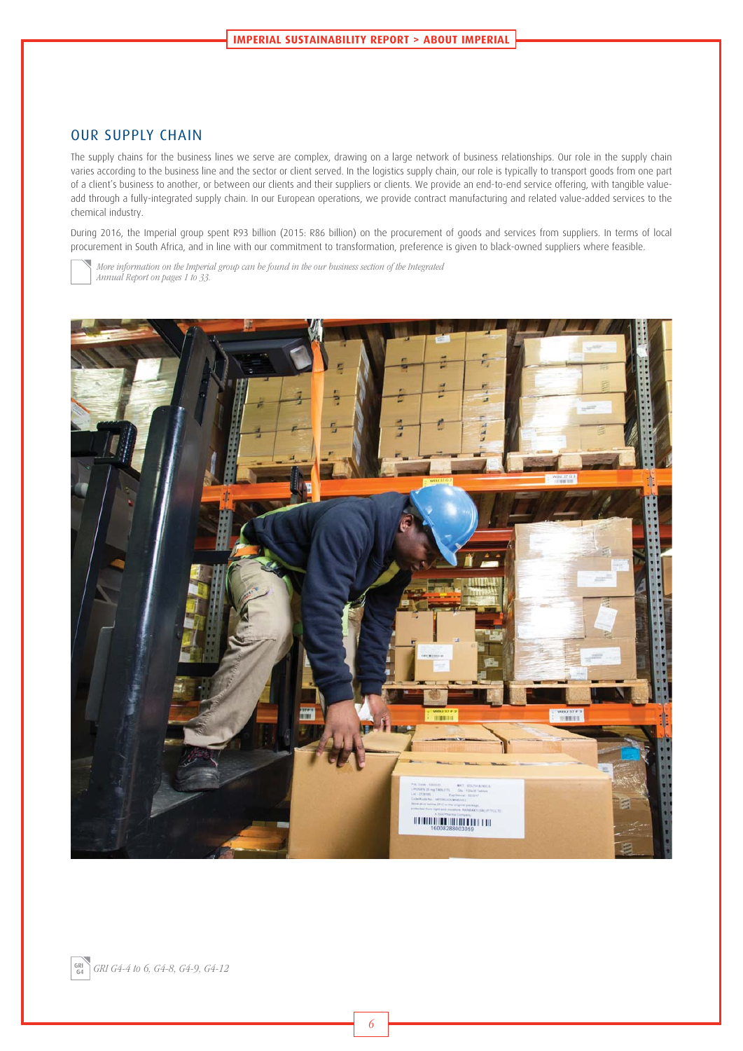## OUR SUPPLY CHAIN

The supply chains for the business lines we serve are complex, drawing on a large network of business relationships. Our role in the supply chain varies according to the business line and the sector or client served. In the logistics supply chain, our role is typically to transport goods from one part of a client's business to another, or between our clients and their suppliers or clients. We provide an end-to-end service offering, with tangible value-add through a fully-integrated supply chain. In our European operations, we provide contract manufacturing and related value-added services to the chemical industry.

During 2016, the Imperial group spent R93 billion (2015: R86 billion) on the procurement of goods and services from suppliers. In terms of local procurement in South Africa, and in line with our commitment to transformation, preference is given to black-owned suppliers where feasible.

*More information on the Imperial group can be found in the our business section of the Integrated Annual Report on pages 1 to 33.*

*GRI G4-4 to 6, G4-8, G4-9, G4-12*